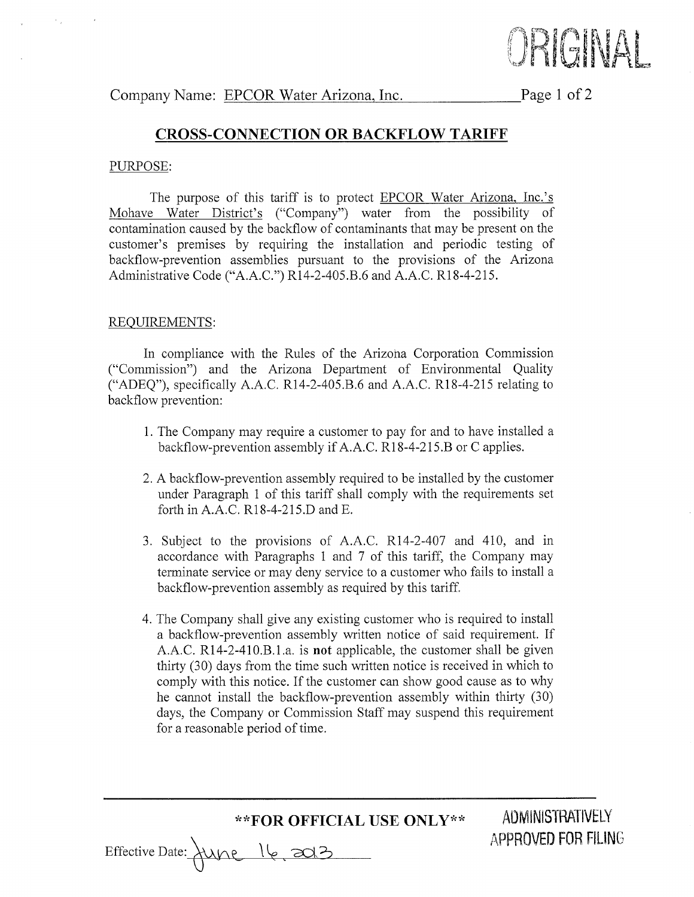ORIGINAL

Company Name: EPCOR Water Arizona, Inc.

## CROSS-CONNECTION OR BACKFLOW TARIFF

PURPOSE:

The purpose of this tariff is to protect EPCOR Water Arizona, Inc.'s Mohave Water District's ("Company") water from the possibility of contamination caused by the backflow of contaminants that may be present on the customer's premises by requiring the installation and periodic testing of backflow-prevention assemblies pursuant to the provisions of the Arizona Administrative Code ("A.A.C.") R14-2-405.B.6 and A.A.C. R18-4-215.

REQUIREMENTS:

In compliance with the Rules of the Arizona Corporation Commission ("Commission") and the Arizona Department of Environmental Quality ("ADEQ"), specifically A.A.C. R14-2-405.B.6 and A.A.C. R18-4-215 relating to backflow prevention:

1. The Company may require a customer to pay for and to have installed a backflow-prevention assembly if A.A.C. R18-4-215.B or C applies.

2. A backflow-prevention assembly required to be installed by the customer under Paragraph 1 of this tariff shall comply with the requirements set forth in A.A.C. R18-4-215.D and E.

3. Subject to the provisions of A.A.C. R14-2-407 and 410, and in accordance with Paragraphs 1 and 7 of this tariff, the Company may terminate service or may deny service to a customer who fails to install a backflow-prevention assembly as required by this tariff.

4. The Company shall give any existing customer who is required to install a backflow-prevention assembly written notice of said requirement. If A.A.C. R14-2-410.B.1.a. is **not** applicable, the customer shall be given thirty (30) days from the time such written notice is received in which to comply with this notice. If the customer can show good cause as to why he cannot install the backflow-prevention assembly within thirty (30) days, the Company or Commission Staff may suspend this requirement for a reasonable period of time.

**\*\*FOR OFFICIAL USE ONLY\*\***

ADMINISTRATIVELY APPROVED FOR FILING

Effective Date: June 16, 2013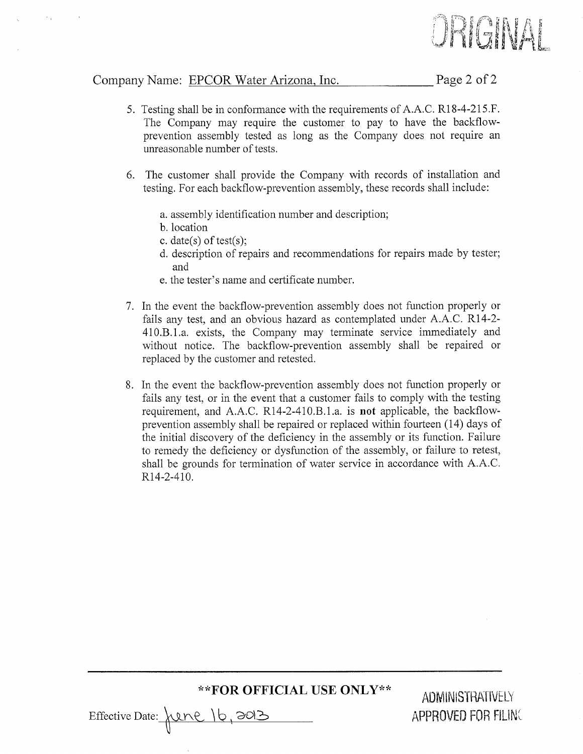ORIGINAL

Company Name: EPCOR Water Arizona, Inc.

5. Testing shall be in conformance with the requirements of A.A.C. R18-4-215.F. The Company may require the customer to pay to have the backflow-prevention assembly tested as long as the Company does not require an unreasonable number of tests.

6. The customer shall provide the Company with records of installation and testing. For each backflow-prevention assembly, these records shall include:

   a. assembly identification number and description;
   b. location
   c. date(s) of test(s);
   d. description of repairs and recommendations for repairs made by tester; and
   e. the tester's name and certificate number.

7. In the event the backflow-prevention assembly does not function properly or fails any test, and an obvious hazard as contemplated under A.A.C. R14-2-410.B.1.a. exists, the Company may terminate service immediately and without notice. The backflow-prevention assembly shall be repaired or replaced by the customer and retested.

8. In the event the backflow-prevention assembly does not function properly or fails any test, or in the event that a customer fails to comply with the testing requirement, and A.A.C. R14-2-410.B.1.a. is **not** applicable, the backflow-prevention assembly shall be repaired or replaced within fourteen (14) days of the initial discovery of the deficiency in the assembly or its function. Failure to remedy the deficiency or dysfunction of the assembly, or failure to retest, shall be grounds for termination of water service in accordance with A.A.C. R14-2-410.

---

**\*\*FOR OFFICIAL USE ONLY\*\***

Effective Date: June 16, 2013

ADMINISTRATIVELY APPROVED FOR FILING